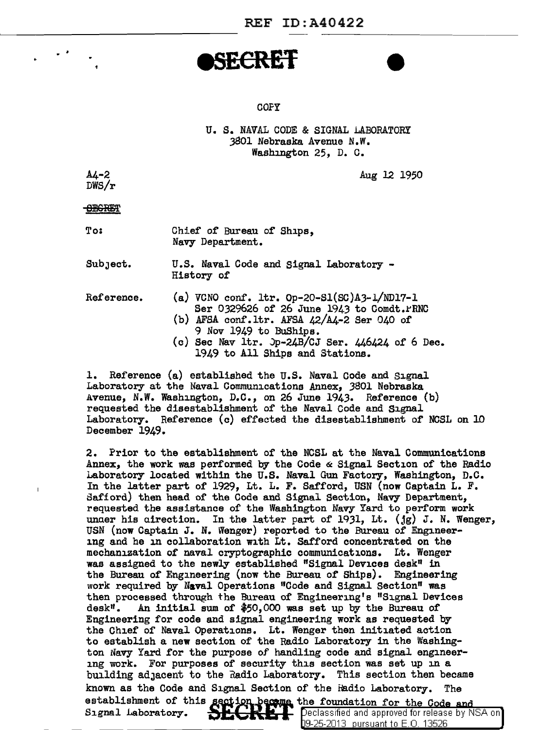**SECRET**

COPY

U. S. NAVAL CODE & SIGNAL LABORATORY
3801 Nebraska Avenue N.W.
Washington 25, D. C.

A4-2
DWS/r

Aug 12 1950

~~SECRET~~

To: Chief of Bureau of Ships, Navy Department.

Subject. U.S. Naval Code and Signal Laboratory - History of

Reference.
(a) VCNO conf. ltr. Op-20-S1(SC)A3-1/ND17-1 Ser 0329626 of 26 June 1943 to Comdt.PRNC
(b) AFSA conf.ltr. AFSA 42/A4-2 Ser 040 of 9 Nov 1949 to BuShips.
(c) Sec Nav ltr. Op-24B/CJ Ser. 446424 of 6 Dec. 1949 to All Ships and Stations.

1. Reference (a) established the U.S. Naval Code and Signal Laboratory at the Naval Communications Annex, 3801 Nebraska Avenue, N.W. Washington, D.C., on 26 June 1943. Reference (b) requested the disestablishment of the Naval Code and Signal Laboratory. Reference (c) effected the disestablishment of NCSL on 10 December 1949.

2. Prior to the establishment of the NCSL at the Naval Communications Annex, the work was performed by the Code & Signal Section of the Radio Laboratory located within the U.S. Naval Gun Factory, Washington, D.C. In the latter part of 1929, Lt. L. F. Safford, USN (now Captain L. F. Safford) then head of the Code and Signal Section, Navy Department, requested the assistance of the Washington Navy Yard to perform work under his direction. In the latter part of 1931, Lt. (jg) J. N. Wenger, USN (now Captain J. N. Wenger) reported to the Bureau of Engineering and he in collaboration with Lt. Safford concentrated on the mechanization of naval cryptographic communications. Lt. Wenger was assigned to the newly established "Signal Devices desk" in the Bureau of Engineering (now the Bureau of Ships). Engineering work required by Naval Operations "Code and Signal Section" was then processed through the Bureau of Engineering's "Signal Devices desk". An initial sum of $50,000 was set up by the Bureau of Engineering for code and signal engineering work as requested by the Chief of Naval Operations. Lt. Wenger then initiated action to establish a new section of the Radio Laboratory in the Washington Navy Yard for the purpose of handling code and signal engineering work. For purposes of security this section was set up in a building adjacent to the Radio Laboratory. This section then became known as the Code and Signal Section of the Radio Laboratory. The establishment of this section became the foundation for the Code and Signal Laboratory.

**SECRET**

Declassified and approved for release by NSA on 09-25-2013 pursuant to E.O. 13526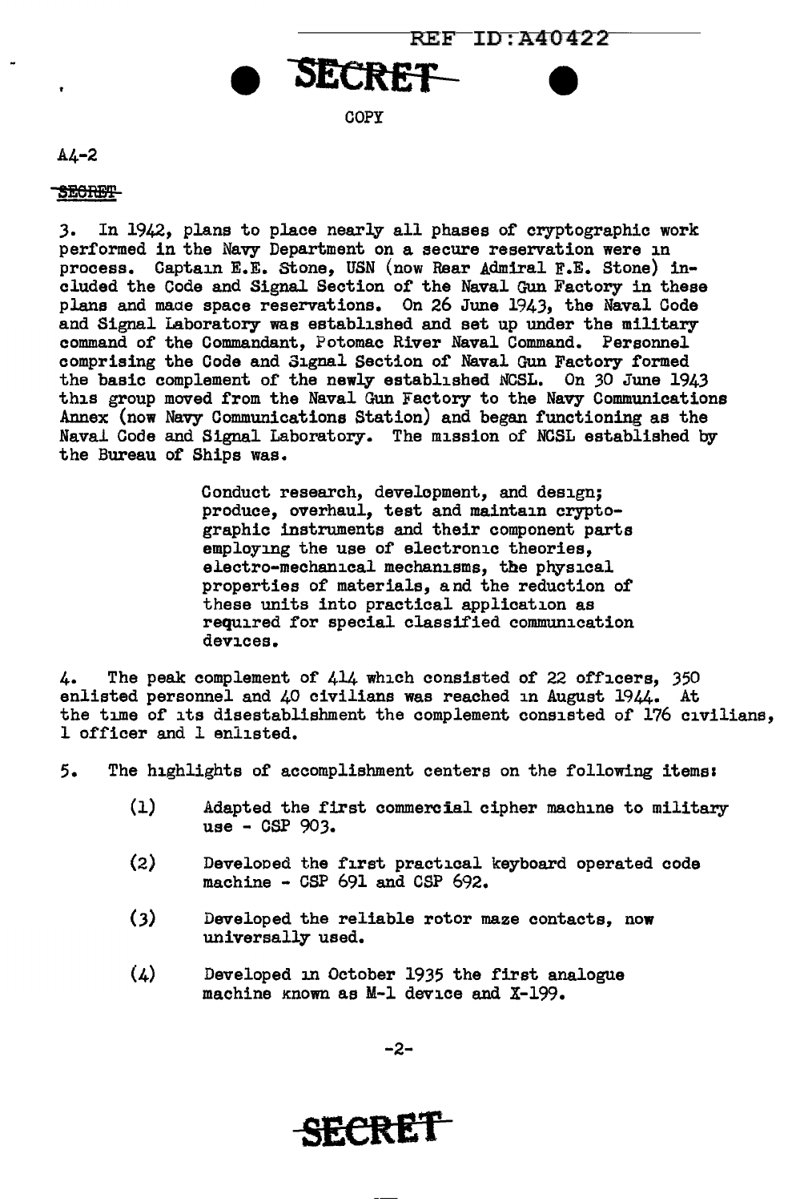REF ID:A40422

**SECRET**

COPY

A4-2

SECRET

3. In 1942, plans to place nearly all phases of cryptographic work performed in the Navy Department on a secure reservation were in process. Captain E.E. Stone, USN (now Rear Admiral F.E. Stone) included the Code and Signal Section of the Naval Gun Factory in these plans and made space reservations. On 26 June 1943, the Naval Code and Signal Laboratory was established and set up under the military command of the Commandant, Potomac River Naval Command. Personnel comprising the Code and Signal Section of Naval Gun Factory formed the basic complement of the newly established NCSL. On 30 June 1943 this group moved from the Naval Gun Factory to the Navy Communications Annex (now Navy Communications Station) and began functioning as the Naval Code and Signal Laboratory. The mission of NCSL established by the Bureau of Ships was.

> Conduct research, development, and design; produce, overhaul, test and maintain cryptographic instruments and their component parts employing the use of electronic theories, electro-mechanical mechanisms, the physical properties of materials, and the reduction of these units into practical application as required for special classified communication devices.

4. The peak complement of 414 which consisted of 22 officers, 350 enlisted personnel and 40 civilians was reached in August 1944. At the time of its disestablishment the complement consisted of 176 civilians, 1 officer and 1 enlisted.

5. The highlights of accomplishment centers on the following items:

(1) Adapted the first commercial cipher machine to military use - CSP 903.

(2) Developed the first practical keyboard operated code machine - CSP 691 and CSP 692.

(3) Developed the reliable rotor maze contacts, now universally used.

(4) Developed in October 1935 the first analogue machine known as M-1 device and X-199.

**SECRET**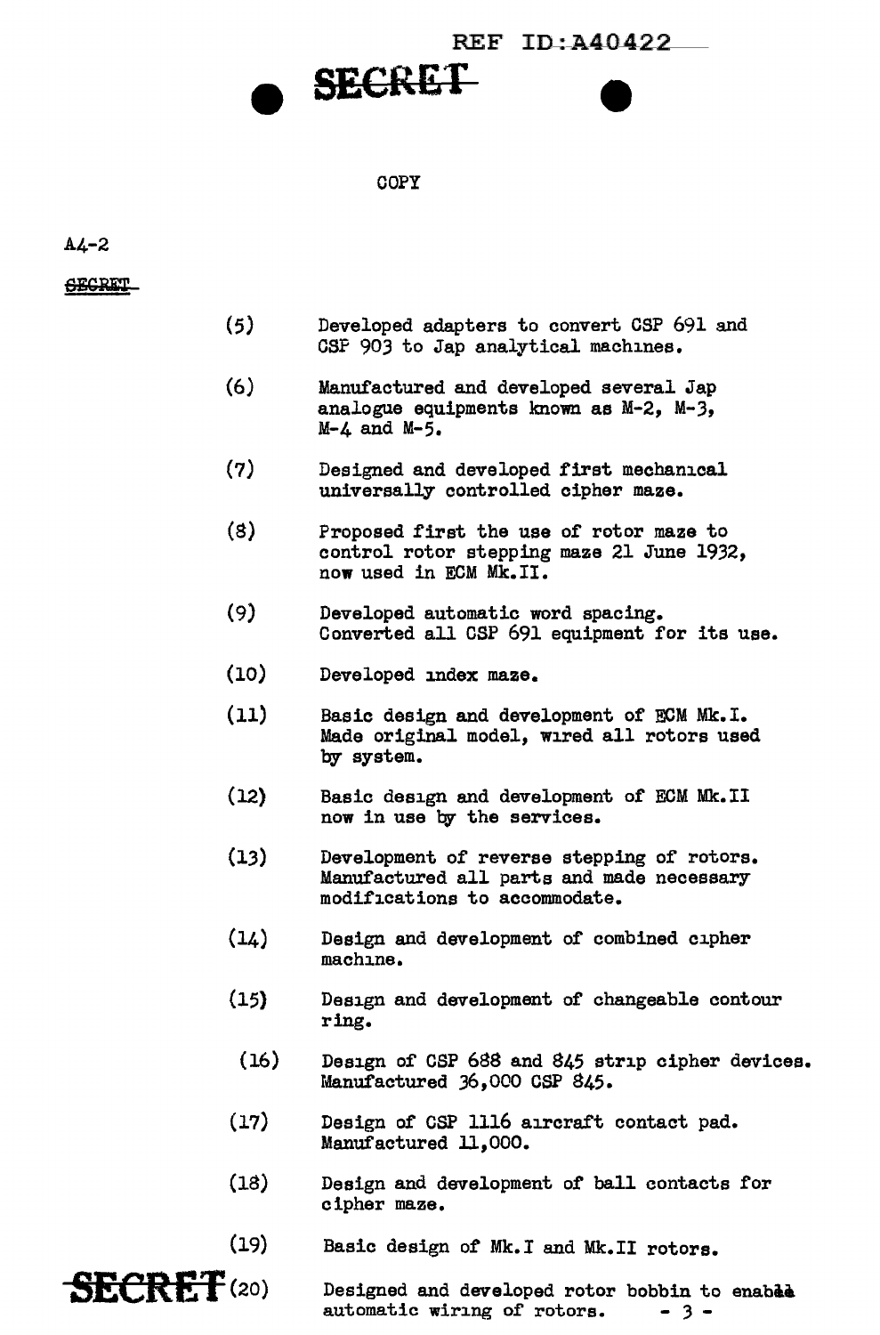REF ID:A40422

SECRET

COPY

A4-2

SECRET

(5) Developed adapters to convert CSP 691 and CSP 903 to Jap analytical machines.

(6) Manufactured and developed several Jap analogue equipments known as M-2, M-3, M-4 and M-5.

(7) Designed and developed first mechanical universally controlled cipher maze.

(8) Proposed first the use of rotor maze to control rotor stepping maze 21 June 1932, now used in ECM Mk.II.

(9) Developed automatic word spacing. Converted all CSP 691 equipment for its use.

(10) Developed index maze.

(11) Basic design and development of ECM Mk.I. Made original model, wired all rotors used by system.

(12) Basic design and development of ECM Mk.II now in use by the services.

(13) Development of reverse stepping of rotors. Manufactured all parts and made necessary modifications to accommodate.

(14) Design and development of combined cipher machine.

(15) Design and development of changeable contour ring.

(16) Design of CSP 688 and 845 strip cipher devices. Manufactured 36,000 CSP 845.

(17) Design of CSP 1116 aircraft contact pad. Manufactured 11,000.

(18) Design and development of ball contacts for cipher maze.

(19) Basic design of Mk.I and Mk.II rotors.

(20) Designed and developed rotor bobbin to enable automatic wiring of rotors.

SECRET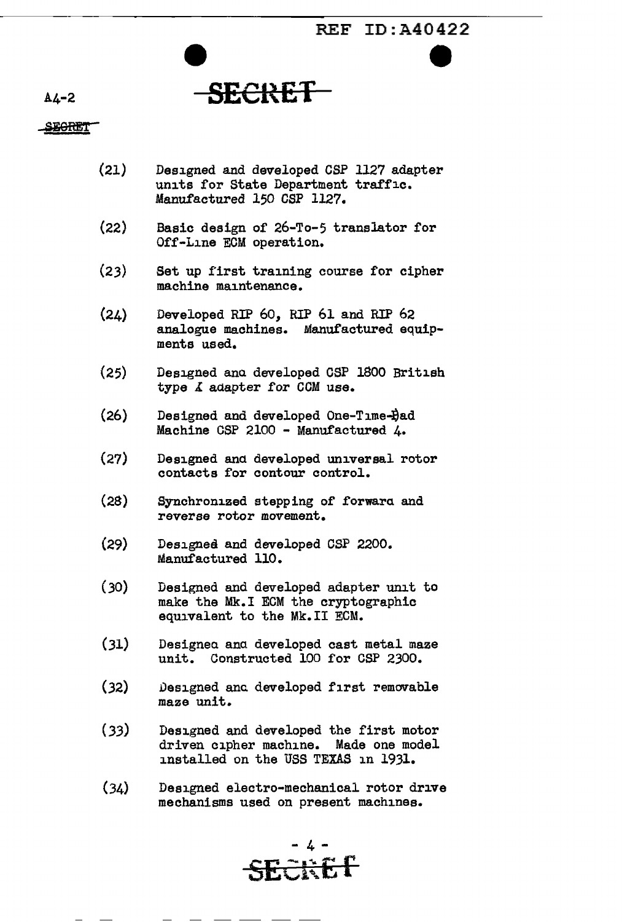A4-2

SECRET

(21) Designed and developed CSP 1127 adapter units for State Department traffic. Manufactured 150 CSP 1127.

(22) Basic design of 26-To-5 translator for Off-Line ECM operation.

(23) Set up first training course for cipher machine maintenance.

(24) Developed RIP 60, RIP 61 and RIP 62 analogue machines. Manufactured equipments used.

(25) Designed and developed CSP 1800 British type X adapter for CCM use.

(26) Designed and developed One-Time-Pad Machine CSP 2100 - Manufactured 4.

(27) Designed and developed universal rotor contacts for contour control.

(28) Synchronized stepping of forward and reverse rotor movement.

(29) Designed and developed CSP 2200. Manufactured 110.

(30) Designed and developed adapter unit to make the Mk.I ECM the cryptographic equivalent to the Mk.II ECM.

(31) Designed and developed cast metal maze unit. Constructed 100 for CSP 2300.

(32) Designed and developed first removable maze unit.

(33) Designed and developed the first motor driven cipher machine. Made one model installed on the USS TEXAS in 1931.

(34) Designed electro-mechanical rotor drive mechanisms used on present machines.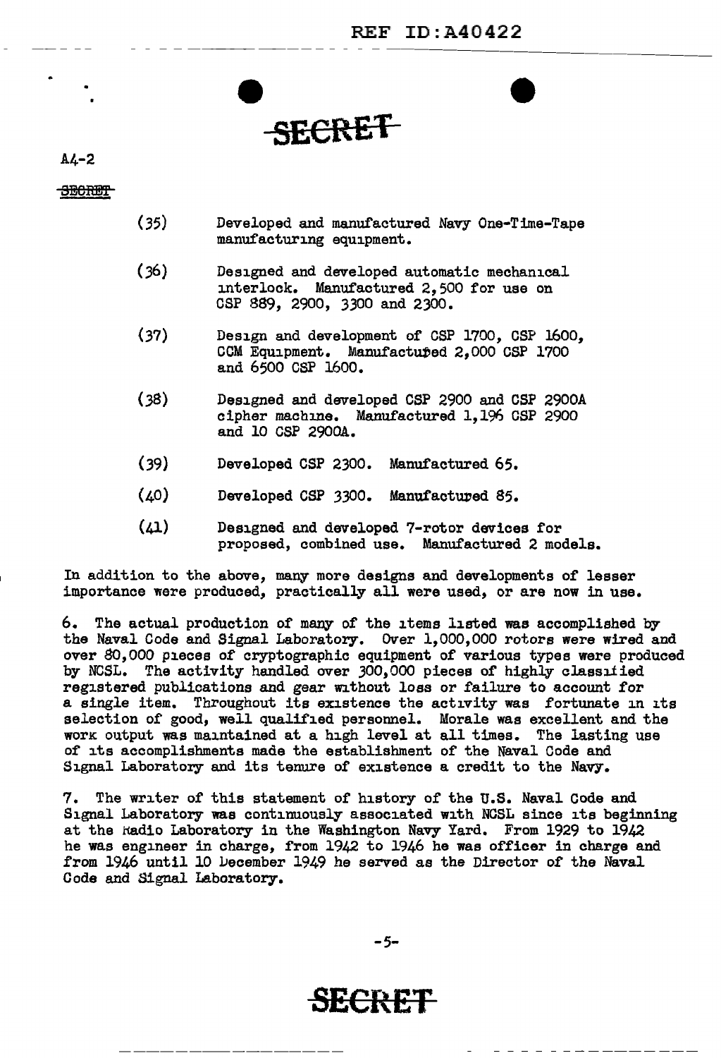SECRET

A4-2

SECRET

(35) Developed and manufactured Navy One-Time-Tape manufacturing equipment.

(36) Designed and developed automatic mechanical interlock. Manufactured 2,500 for use on CSP 889, 2900, 3300 and 2300.

(37) Design and development of CSP 1700, CSP 1600, CCM Equipment. Manufactured 2,000 CSP 1700 and 6500 CSP 1600.

(38) Designed and developed CSP 2900 and CSP 2900A cipher machine. Manufactured 1,196 CSP 2900 and 10 CSP 2900A.

(39) Developed CSP 2300. Manufactured 65.

(40) Developed CSP 3300. Manufactured 85.

(41) Designed and developed 7-rotor devices for proposed, combined use. Manufactured 2 models.

In addition to the above, many more designs and developments of lesser importance were produced, practically all were used, or are now in use.

6. The actual production of many of the items listed was accomplished by the Naval Code and Signal Laboratory. Over 1,000,000 rotors were wired and over 80,000 pieces of cryptographic equipment of various types were produced by NCSL. The activity handled over 300,000 pieces of highly classified registered publications and gear without loss or failure to account for a single item. Throughout its existence the activity was fortunate in its selection of good, well qualified personnel. Morale was excellent and the work output was maintained at a high level at all times. The lasting use of its accomplishments made the establishment of the Naval Code and Signal Laboratory and its tenure of existence a credit to the Navy.

7. The writer of this statement of history of the U.S. Naval Code and Signal Laboratory was continuously associated with NCSL since its beginning at the Radio Laboratory in the Washington Navy Yard. From 1929 to 1942 he was engineer in charge, from 1942 to 1946 he was officer in charge and from 1946 until 10 December 1949 he served as the Director of the Naval Code and Signal Laboratory.

SECRET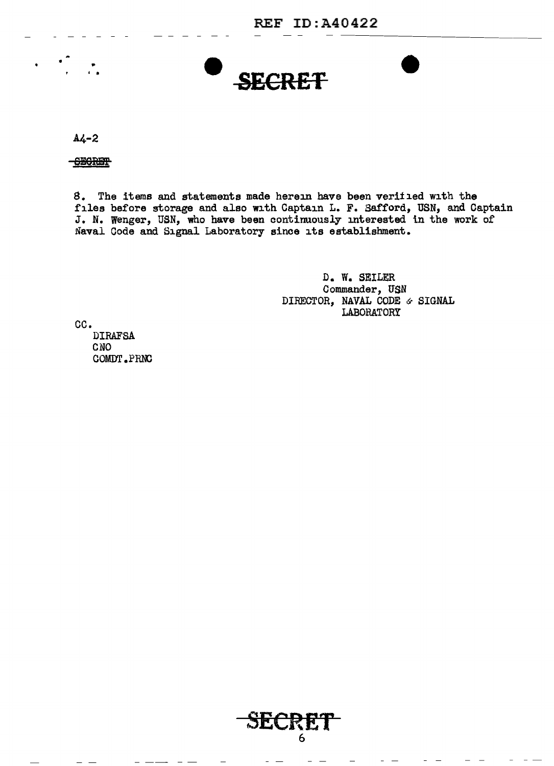SECRET

A4-2

SECRET

8. The items and statements made herein have been verified with the files before storage and also with Captain L. F. Safford, USN, and Captain J. N. Wenger, USN, who have been continuously interested in the work of Naval Code and Signal Laboratory since its establishment.

D. W. SEILER
Commander, USN
DIRECTOR, NAVAL CODE & SIGNAL LABORATORY

CC.
DIRAFSA
CNO
COMDT.PRNC

SECRET